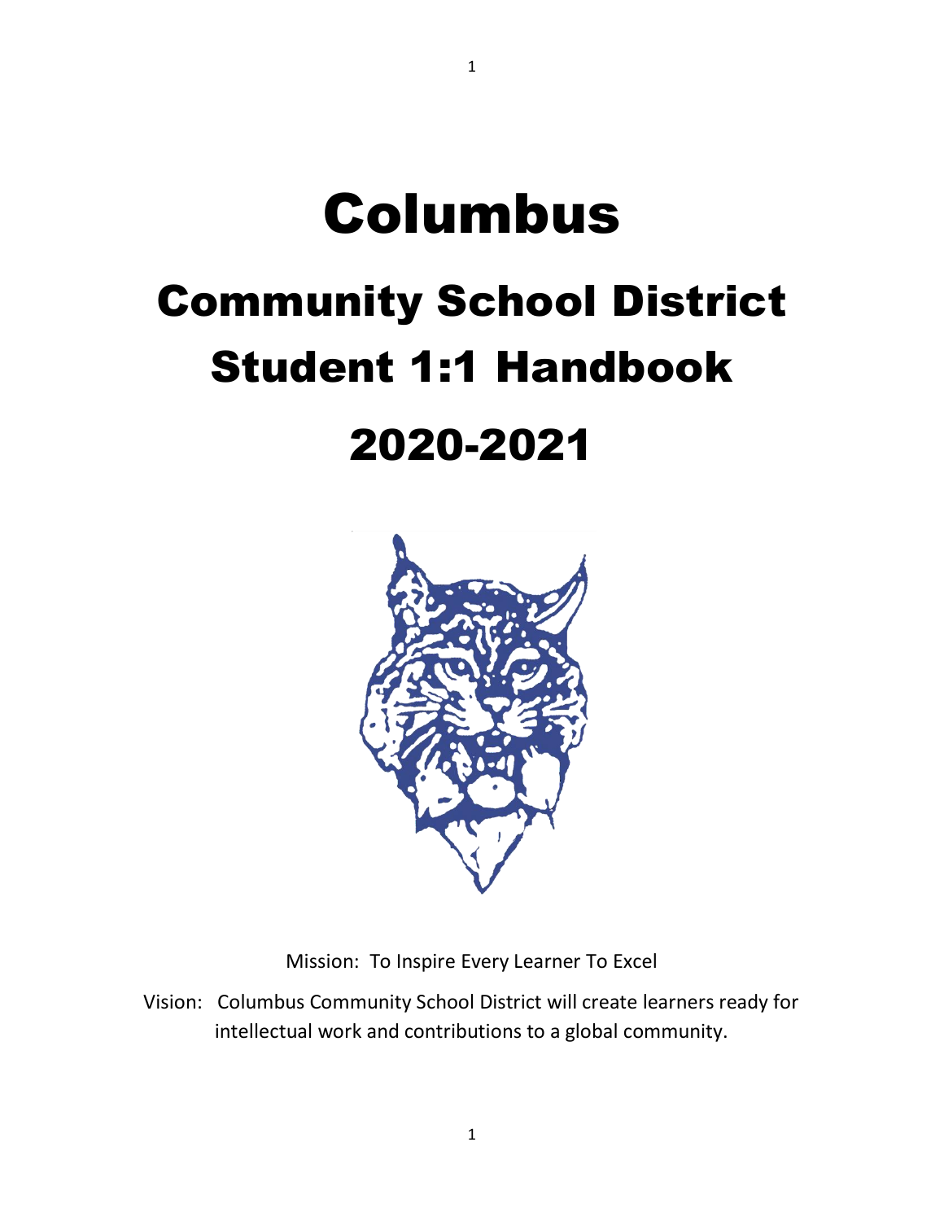# Columbus

# Community School District Student 1:1 Handbook

# 2020-2021

Mission: To Inspire Every Learner To Excel

Vision: Columbus Community School District will create learners ready for intellectual work and contributions to a global community.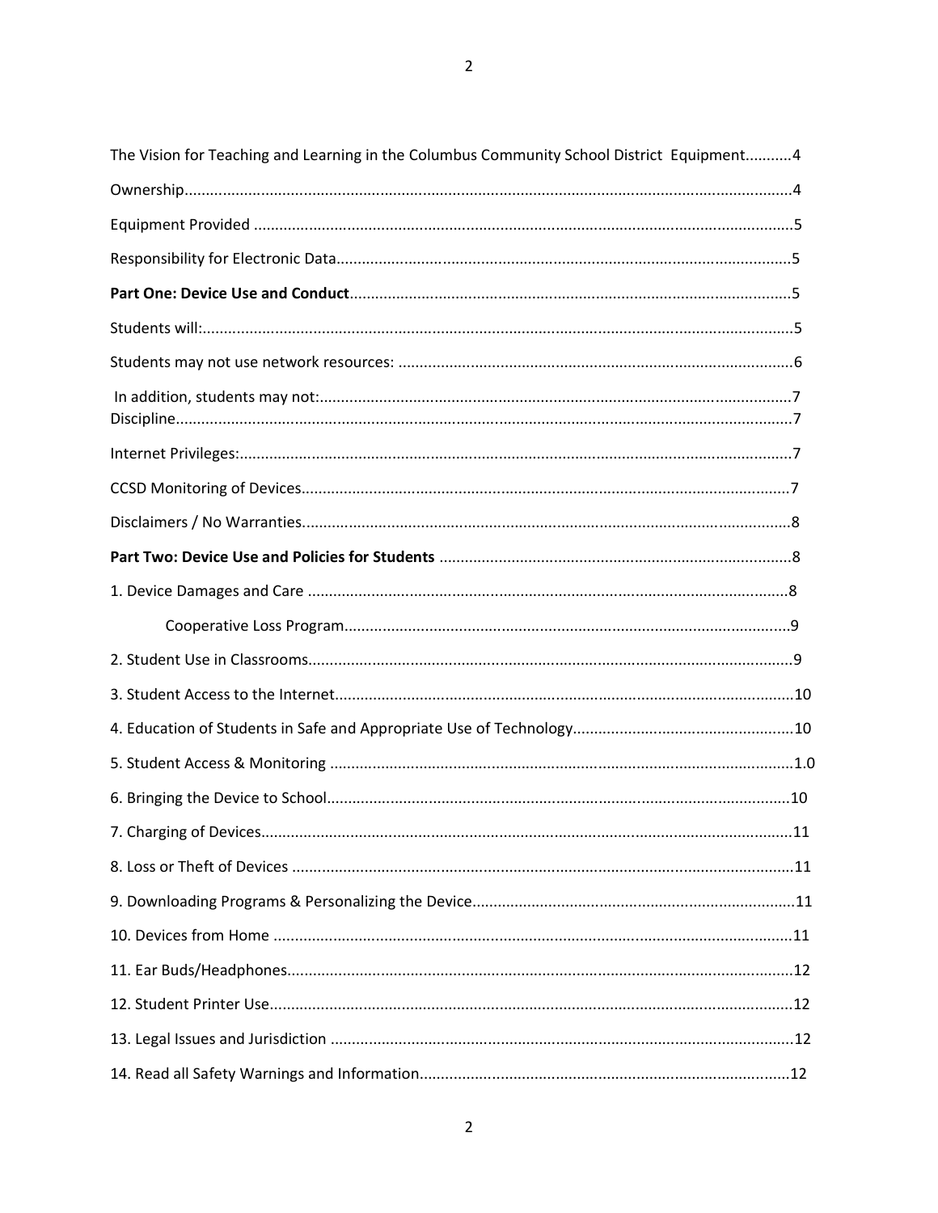The Vision for Teaching and Learning in the Columbus Community School District Equipment...........4

Ownership.............................................................................................................................4

Equipment Provided .............................................................................................................5

Responsibility for Electronic Data.........................................................................................5

**Part One: Device Use and Conduct**......................................................................................5

Students will:.........................................................................................................................5

Students may not use network resources: ...........................................................................6

In addition, students may not:..............................................................................................7

Discipline...............................................................................................................................7

Internet Privileges:.................................................................................................................7

CCSD Monitoring of Devices..................................................................................................7

Disclaimers / No Warranties..................................................................................................8

**Part Two: Device Use and Policies for Students** ..................................................................8

1. Device Damages and Care ................................................................................................8

    Cooperative Loss Program........................................................................................9

2. Student Use in Classrooms.................................................................................................9

3. Student Access to the Internet..........................................................................................10

4. Education of Students in Safe and Appropriate Use of Technology..................................10

5. Student Access & Monitoring ............................................................................................1.0

6. Bringing the Device to School............................................................................................10

7. Charging of Devices............................................................................................................11

8. Loss or Theft of Devices .....................................................................................................11

9. Downloading Programs & Personalizing the Device...........................................................11

10. Devices from Home ..........................................................................................................11

11. Ear Buds/Headphones.......................................................................................................12

12. Student Printer Use...........................................................................................................12

13. Legal Issues and Jurisdiction ............................................................................................12

14. Read all Safety Warnings and Information.......................................................................12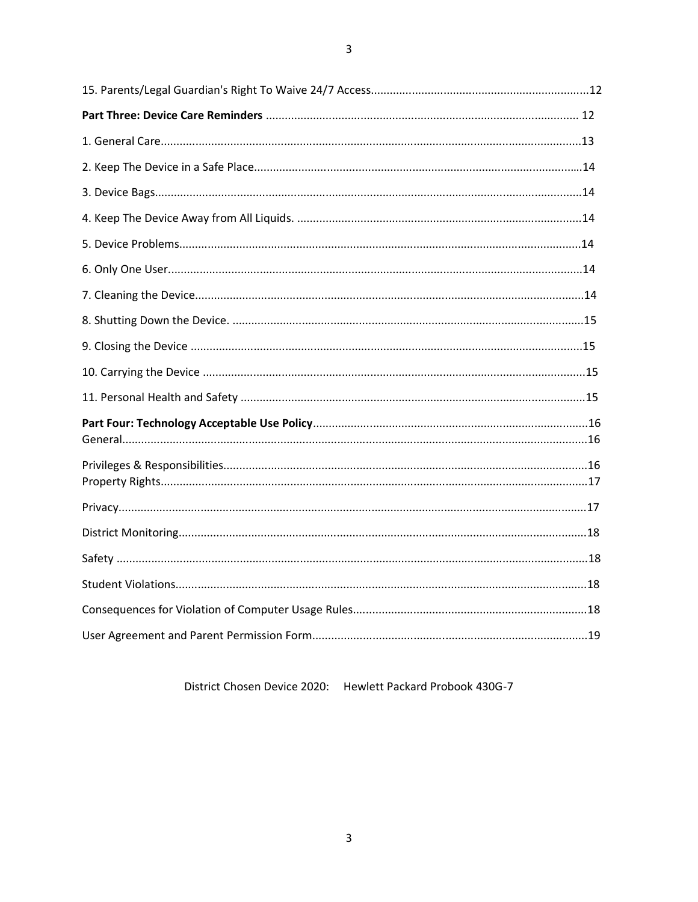15. Parents/Legal Guardian's Right To Waive 24/7 Access....................................................................12

**Part Three: Device Care Reminders** .................................................................................................. 12

1. General Care....................................................................................................................................13

2. Keep The Device in a Safe Place.......................................................................................................14

3. Device Bags......................................................................................................................................14

4. Keep The Device Away from All Liquids. ..........................................................................................14

5. Device Problems..............................................................................................................................14

6. Only One User..................................................................................................................................14

7. Cleaning the Device..........................................................................................................................14

8. Shutting Down the Device. ...............................................................................................................15

9. Closing the Device ...........................................................................................................................15

10. Carrying the Device ........................................................................................................................15

11. Personal Health and Safety ............................................................................................................15

**Part Four: Technology Acceptable Use Policy**......................................................................................16

General..................................................................................................................................................16

Privileges & Responsibilities..................................................................................................................16

Property Rights......................................................................................................................................17

Privacy...................................................................................................................................................17

District Monitoring................................................................................................................................18

Safety ....................................................................................................................................................18

Student Violations.................................................................................................................................18

Consequences for Violation of Computer Usage Rules..........................................................................18

User Agreement and Parent Permission Form.......................................................................................19

District Chosen Device 2020: Hewlett Packard Probook 430G-7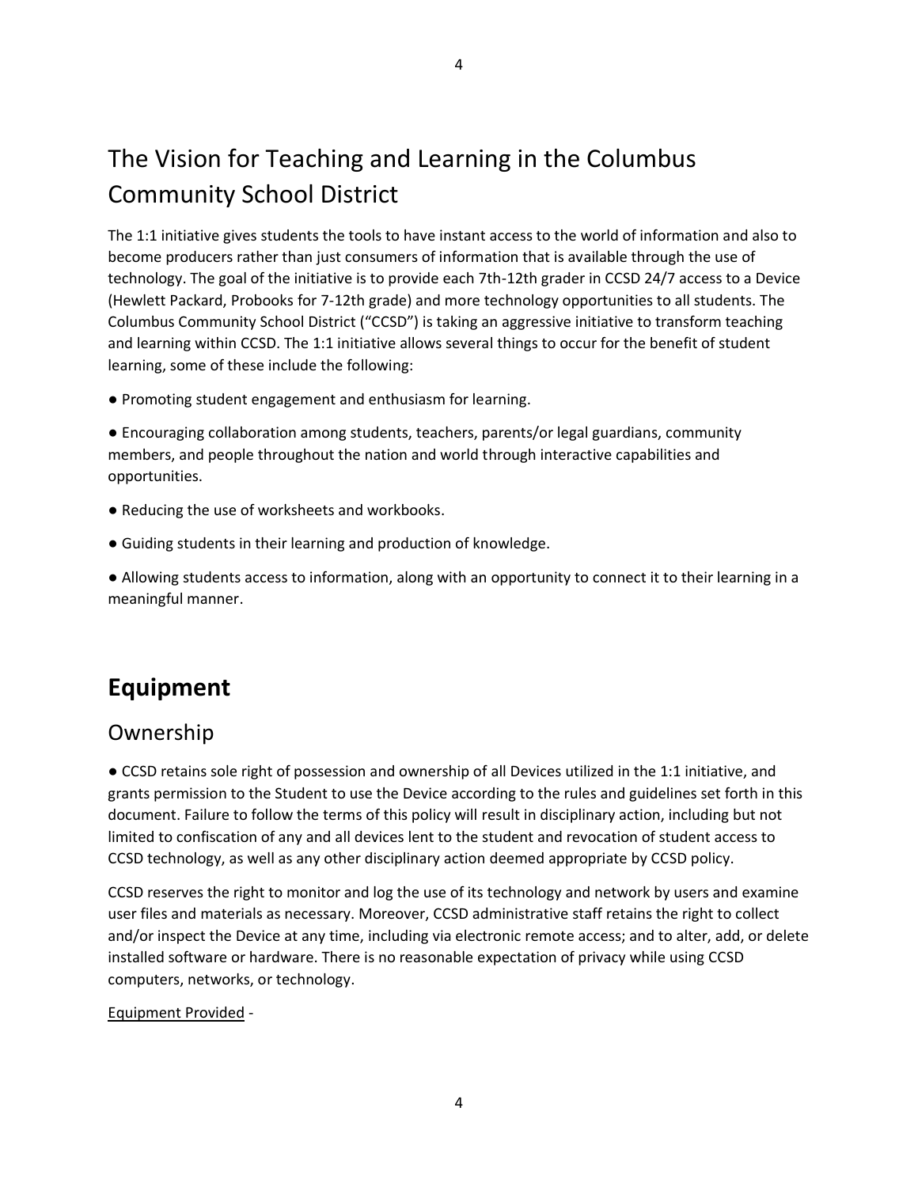## The Vision for Teaching and Learning in the Columbus Community School District

The 1:1 initiative gives students the tools to have instant access to the world of information and also to become producers rather than just consumers of information that is available through the use of technology. The goal of the initiative is to provide each 7th-12th grader in CCSD 24/7 access to a Device (Hewlett Packard, Probooks for 7-12th grade) and more technology opportunities to all students. The Columbus Community School District ("CCSD") is taking an aggressive initiative to transform teaching and learning within CCSD. The 1:1 initiative allows several things to occur for the benefit of student learning, some of these include the following:

● Promoting student engagement and enthusiasm for learning.

● Encouraging collaboration among students, teachers, parents/or legal guardians, community members, and people throughout the nation and world through interactive capabilities and opportunities.

● Reducing the use of worksheets and workbooks.

● Guiding students in their learning and production of knowledge.

● Allowing students access to information, along with an opportunity to connect it to their learning in a meaningful manner.

# Equipment

## Ownership

● CCSD retains sole right of possession and ownership of all Devices utilized in the 1:1 initiative, and grants permission to the Student to use the Device according to the rules and guidelines set forth in this document. Failure to follow the terms of this policy will result in disciplinary action, including but not limited to confiscation of any and all devices lent to the student and revocation of student access to CCSD technology, as well as any other disciplinary action deemed appropriate by CCSD policy.

CCSD reserves the right to monitor and log the use of its technology and network by users and examine user files and materials as necessary. Moreover, CCSD administrative staff retains the right to collect and/or inspect the Device at any time, including via electronic remote access; and to alter, add, or delete installed software or hardware. There is no reasonable expectation of privacy while using CCSD computers, networks, or technology.

<u>Equipment Provided</u> -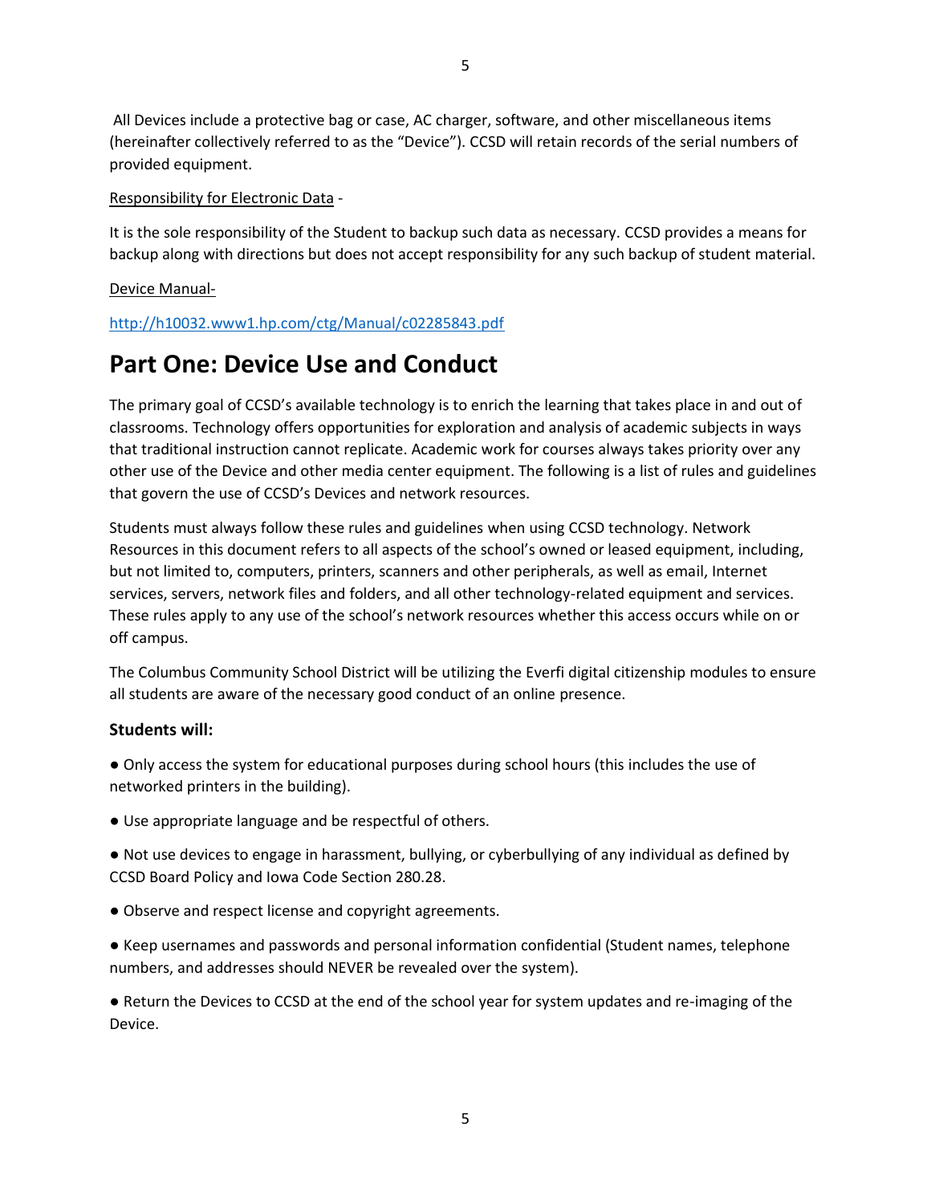All Devices include a protective bag or case, AC charger, software, and other miscellaneous items (hereinafter collectively referred to as the "Device"). CCSD will retain records of the serial numbers of provided equipment.

<u>Responsibility for Electronic Data</u> -

It is the sole responsibility of the Student to backup such data as necessary. CCSD provides a means for backup along with directions but does not accept responsibility for any such backup of student material.

<u>Device Manual-</u>

[http://h10032.www1.hp.com/ctg/Manual/c02285843.pdf](http://h10032.www1.hp.com/ctg/Manual/c02285843.pdf)

# Part One: Device Use and Conduct

The primary goal of CCSD's available technology is to enrich the learning that takes place in and out of classrooms. Technology offers opportunities for exploration and analysis of academic subjects in ways that traditional instruction cannot replicate. Academic work for courses always takes priority over any other use of the Device and other media center equipment. The following is a list of rules and guidelines that govern the use of CCSD's Devices and network resources.

Students must always follow these rules and guidelines when using CCSD technology. Network Resources in this document refers to all aspects of the school's owned or leased equipment, including, but not limited to, computers, printers, scanners and other peripherals, as well as email, Internet services, servers, network files and folders, and all other technology-related equipment and services. These rules apply to any use of the school's network resources whether this access occurs while on or off campus.

The Columbus Community School District will be utilizing the Everfi digital citizenship modules to ensure all students are aware of the necessary good conduct of an online presence.

### Students will:

- Only access the system for educational purposes during school hours (this includes the use of networked printers in the building).
- Use appropriate language and be respectful of others.
- Not use devices to engage in harassment, bullying, or cyberbullying of any individual as defined by CCSD Board Policy and Iowa Code Section 280.28.
- Observe and respect license and copyright agreements.
- Keep usernames and passwords and personal information confidential (Student names, telephone numbers, and addresses should NEVER be revealed over the system).
- Return the Devices to CCSD at the end of the school year for system updates and re-imaging of the Device.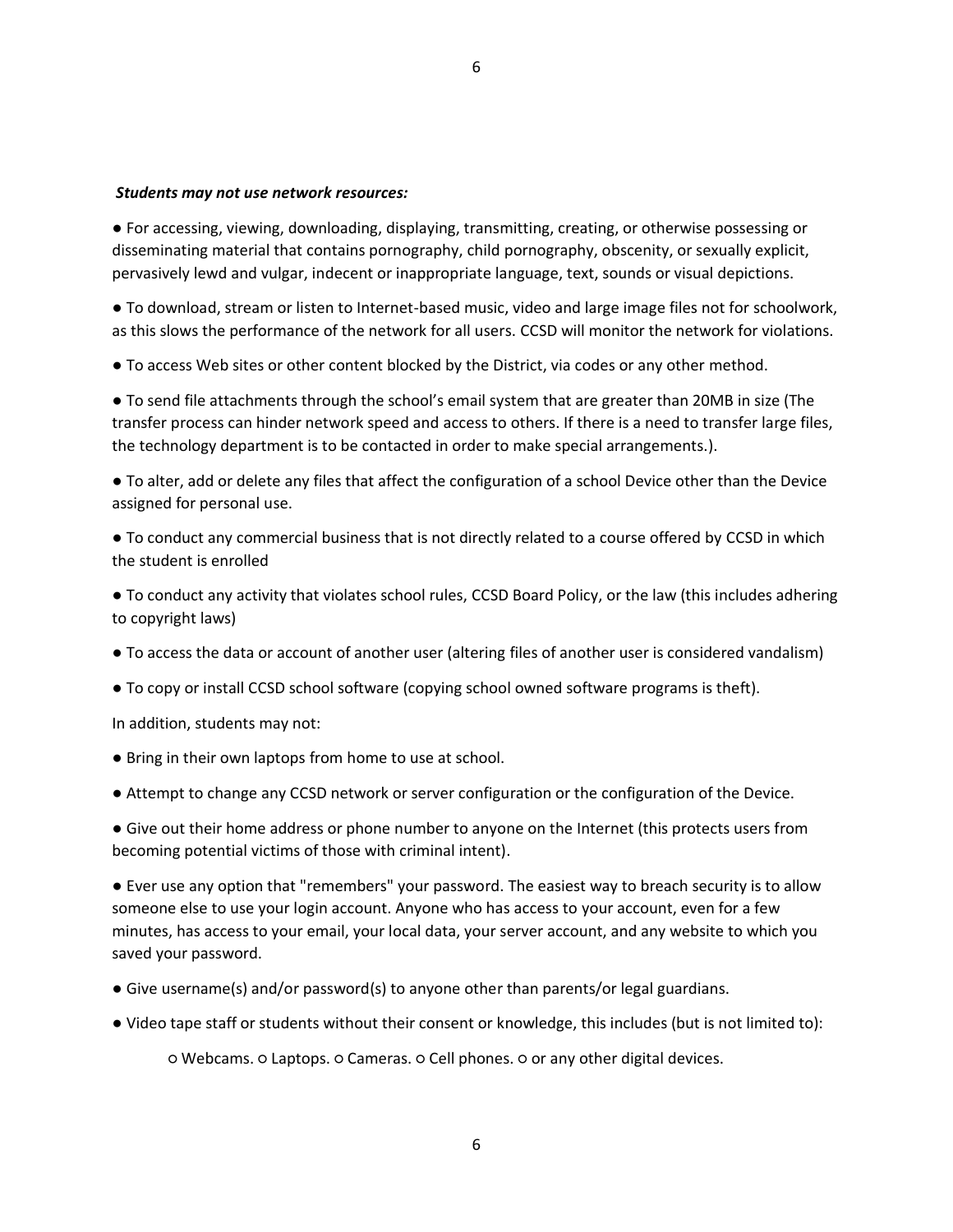***Students may not use network resources:***

- For accessing, viewing, downloading, displaying, transmitting, creating, or otherwise possessing or disseminating material that contains pornography, child pornography, obscenity, or sexually explicit, pervasively lewd and vulgar, indecent or inappropriate language, text, sounds or visual depictions.
- To download, stream or listen to Internet-based music, video and large image files not for schoolwork, as this slows the performance of the network for all users. CCSD will monitor the network for violations.
- To access Web sites or other content blocked by the District, via codes or any other method.
- To send file attachments through the school's email system that are greater than 20MB in size (The transfer process can hinder network speed and access to others. If there is a need to transfer large files, the technology department is to be contacted in order to make special arrangements.).
- To alter, add or delete any files that affect the configuration of a school Device other than the Device assigned for personal use.
- To conduct any commercial business that is not directly related to a course offered by CCSD in which the student is enrolled
- To conduct any activity that violates school rules, CCSD Board Policy, or the law (this includes adhering to copyright laws)
- To access the data or account of another user (altering files of another user is considered vandalism)
- To copy or install CCSD school software (copying school owned software programs is theft).

In addition, students may not:

- Bring in their own laptops from home to use at school.
- Attempt to change any CCSD network or server configuration or the configuration of the Device.
- Give out their home address or phone number to anyone on the Internet (this protects users from becoming potential victims of those with criminal intent).
- Ever use any option that "remembers" your password. The easiest way to breach security is to allow someone else to use your login account. Anyone who has access to your account, even for a few minutes, has access to your email, your local data, your server account, and any website to which you saved your password.
- Give username(s) and/or password(s) to anyone other than parents/or legal guardians.
- Video tape staff or students without their consent or knowledge, this includes (but is not limited to):
  - Webcams. ○ Laptops. ○ Cameras. ○ Cell phones. ○ or any other digital devices.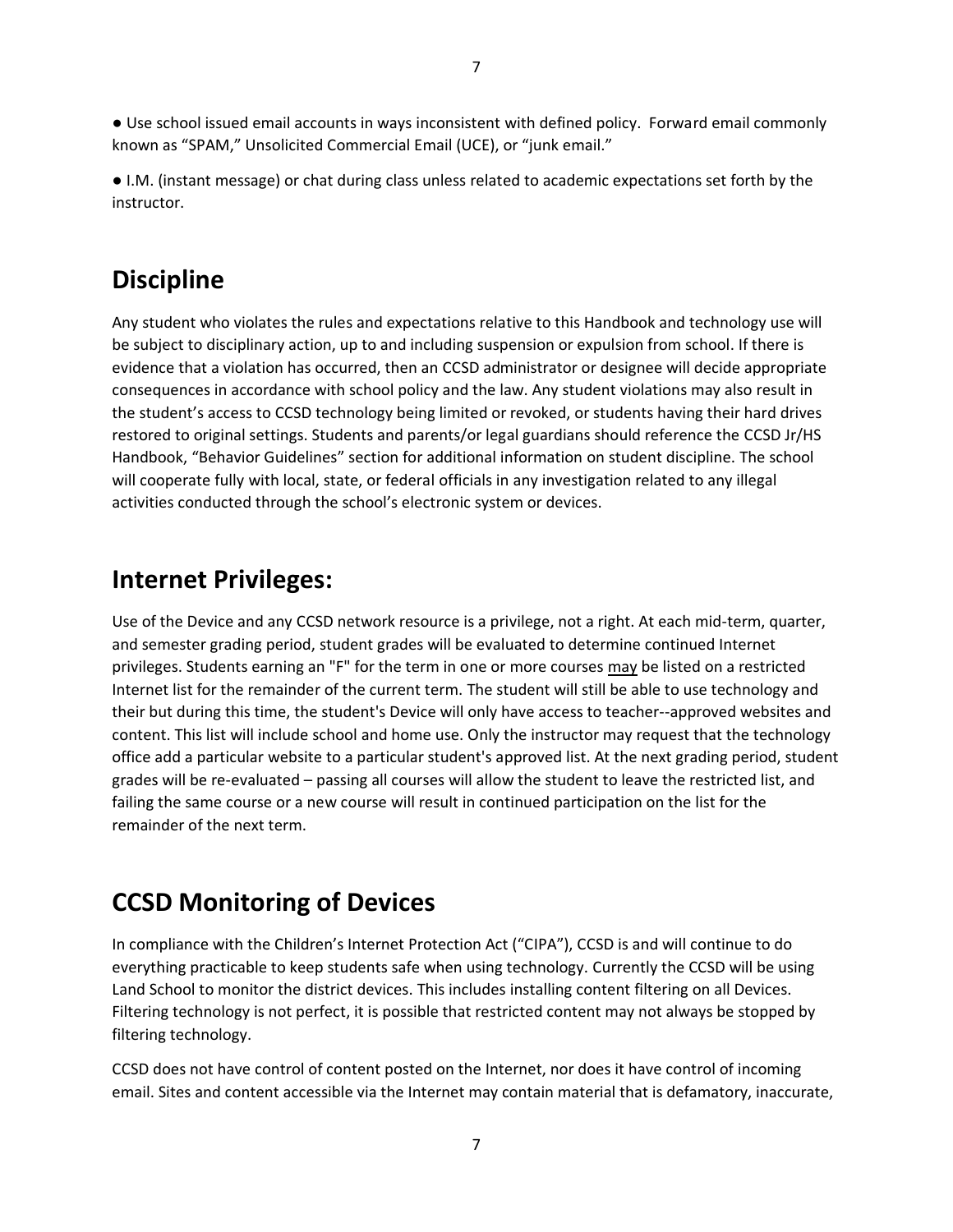● Use school issued email accounts in ways inconsistent with defined policy. Forward email commonly known as "SPAM," Unsolicited Commercial Email (UCE), or "junk email."

● I.M. (instant message) or chat during class unless related to academic expectations set forth by the instructor.

## Discipline

Any student who violates the rules and expectations relative to this Handbook and technology use will be subject to disciplinary action, up to and including suspension or expulsion from school. If there is evidence that a violation has occurred, then an CCSD administrator or designee will decide appropriate consequences in accordance with school policy and the law. Any student violations may also result in the student's access to CCSD technology being limited or revoked, or students having their hard drives restored to original settings. Students and parents/or legal guardians should reference the CCSD Jr/HS Handbook, "Behavior Guidelines" section for additional information on student discipline. The school will cooperate fully with local, state, or federal officials in any investigation related to any illegal activities conducted through the school's electronic system or devices.

## Internet Privileges:

Use of the Device and any CCSD network resource is a privilege, not a right. At each mid-term, quarter, and semester grading period, student grades will be evaluated to determine continued Internet privileges. Students earning an "F" for the term in one or more courses <u>may</u> be listed on a restricted Internet list for the remainder of the current term. The student will still be able to use technology and their but during this time, the student's Device will only have access to teacher--approved websites and content. This list will include school and home use. Only the instructor may request that the technology office add a particular website to a particular student's approved list. At the next grading period, student grades will be re-evaluated – passing all courses will allow the student to leave the restricted list, and failing the same course or a new course will result in continued participation on the list for the remainder of the next term.

## CCSD Monitoring of Devices

In compliance with the Children's Internet Protection Act ("CIPA"), CCSD is and will continue to do everything practicable to keep students safe when using technology. Currently the CCSD will be using Land School to monitor the district devices. This includes installing content filtering on all Devices. Filtering technology is not perfect, it is possible that restricted content may not always be stopped by filtering technology.

CCSD does not have control of content posted on the Internet, nor does it have control of incoming email. Sites and content accessible via the Internet may contain material that is defamatory, inaccurate,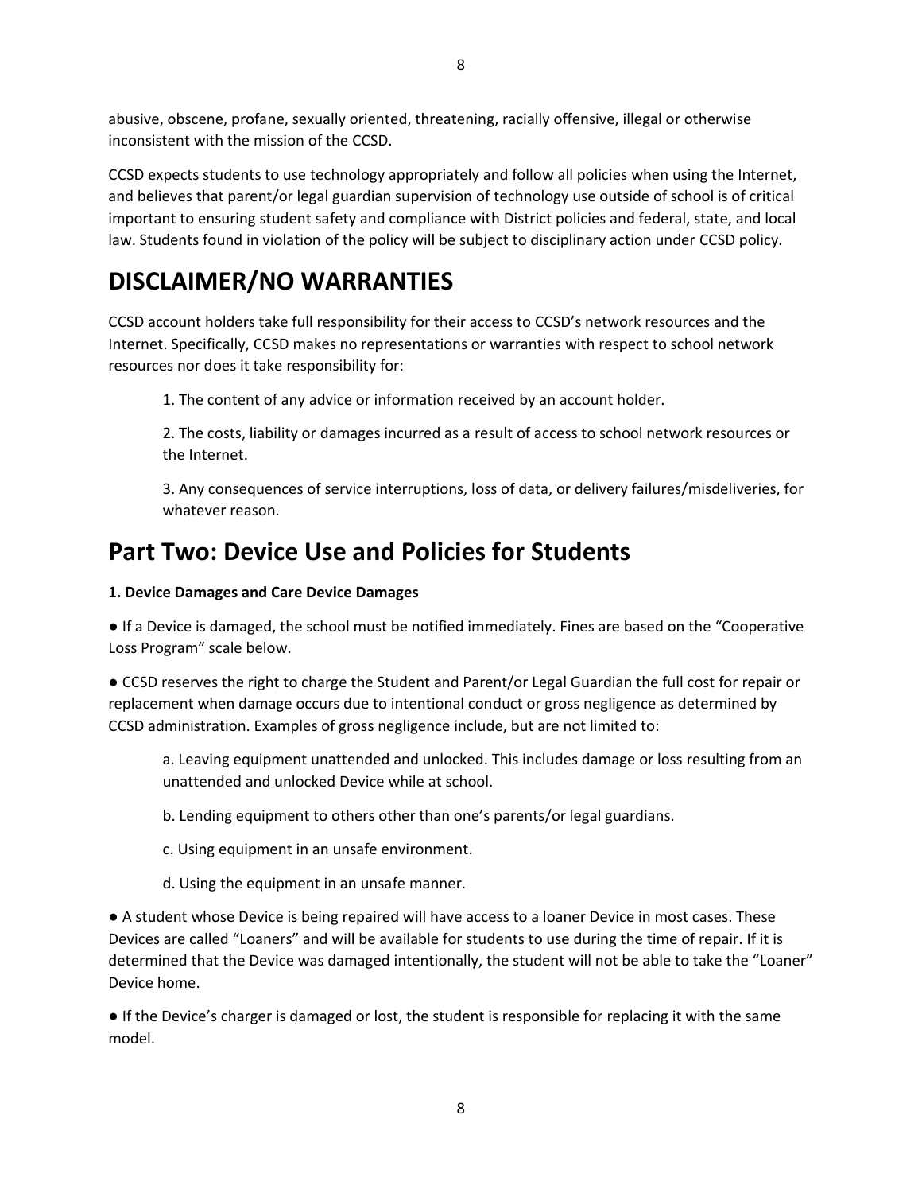abusive, obscene, profane, sexually oriented, threatening, racially offensive, illegal or otherwise inconsistent with the mission of the CCSD.

CCSD expects students to use technology appropriately and follow all policies when using the Internet, and believes that parent/or legal guardian supervision of technology use outside of school is of critical important to ensuring student safety and compliance with District policies and federal, state, and local law. Students found in violation of the policy will be subject to disciplinary action under CCSD policy.

# DISCLAIMER/NO WARRANTIES

CCSD account holders take full responsibility for their access to CCSD's network resources and the Internet. Specifically, CCSD makes no representations or warranties with respect to school network resources nor does it take responsibility for:

1. The content of any advice or information received by an account holder.

2. The costs, liability or damages incurred as a result of access to school network resources or the Internet.

3. Any consequences of service interruptions, loss of data, or delivery failures/misdeliveries, for whatever reason.

# Part Two: Device Use and Policies for Students

**1. Device Damages and Care Device Damages**

● If a Device is damaged, the school must be notified immediately. Fines are based on the "Cooperative Loss Program" scale below.

● CCSD reserves the right to charge the Student and Parent/or Legal Guardian the full cost for repair or replacement when damage occurs due to intentional conduct or gross negligence as determined by CCSD administration. Examples of gross negligence include, but are not limited to:

a. Leaving equipment unattended and unlocked. This includes damage or loss resulting from an unattended and unlocked Device while at school.

b. Lending equipment to others other than one's parents/or legal guardians.

c. Using equipment in an unsafe environment.

d. Using the equipment in an unsafe manner.

● A student whose Device is being repaired will have access to a loaner Device in most cases. These Devices are called "Loaners" and will be available for students to use during the time of repair. If it is determined that the Device was damaged intentionally, the student will not be able to take the "Loaner" Device home.

● If the Device's charger is damaged or lost, the student is responsible for replacing it with the same model.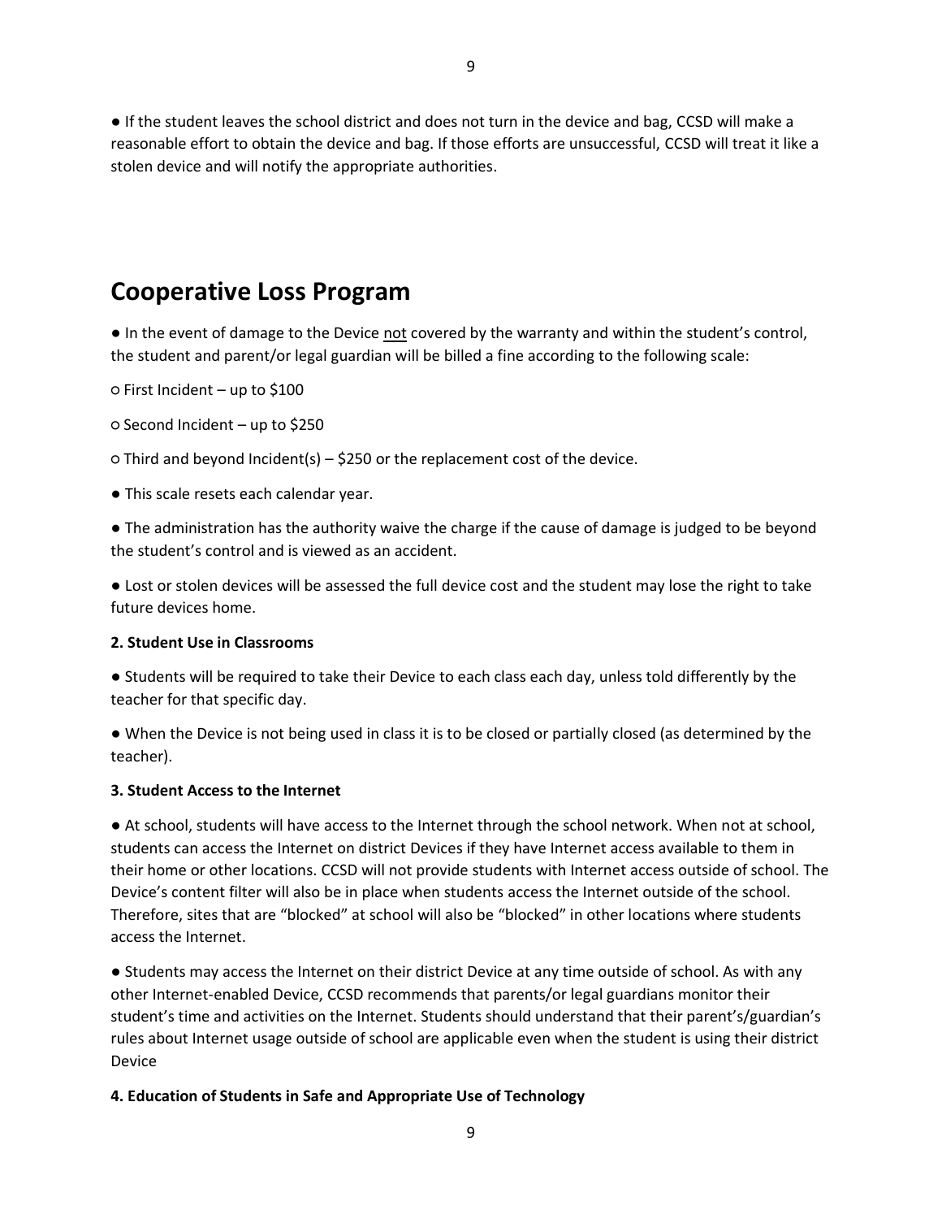- If the student leaves the school district and does not turn in the device and bag, CCSD will make a reasonable effort to obtain the device and bag. If those efforts are unsuccessful, CCSD will treat it like a stolen device and will notify the appropriate authorities.

## Cooperative Loss Program

- In the event of damage to the Device <u>not</u> covered by the warranty and within the student's control, the student and parent/or legal guardian will be billed a fine according to the following scale:

  - First Incident – up to $100
  - Second Incident – up to $250
  - Third and beyond Incident(s) – $250 or the replacement cost of the device.

- This scale resets each calendar year.
- The administration has the authority waive the charge if the cause of damage is judged to be beyond the student's control and is viewed as an accident.
- Lost or stolen devices will be assessed the full device cost and the student may lose the right to take future devices home.

**2. Student Use in Classrooms**

- Students will be required to take their Device to each class each day, unless told differently by the teacher for that specific day.
- When the Device is not being used in class it is to be closed or partially closed (as determined by the teacher).

**3. Student Access to the Internet**

- At school, students will have access to the Internet through the school network. When not at school, students can access the Internet on district Devices if they have Internet access available to them in their home or other locations. CCSD will not provide students with Internet access outside of school. The Device's content filter will also be in place when students access the Internet outside of the school. Therefore, sites that are "blocked" at school will also be "blocked" in other locations where students access the Internet.
- Students may access the Internet on their district Device at any time outside of school. As with any other Internet-enabled Device, CCSD recommends that parents/or legal guardians monitor their student's time and activities on the Internet. Students should understand that their parent's/guardian's rules about Internet usage outside of school are applicable even when the student is using their district Device

**4. Education of Students in Safe and Appropriate Use of Technology**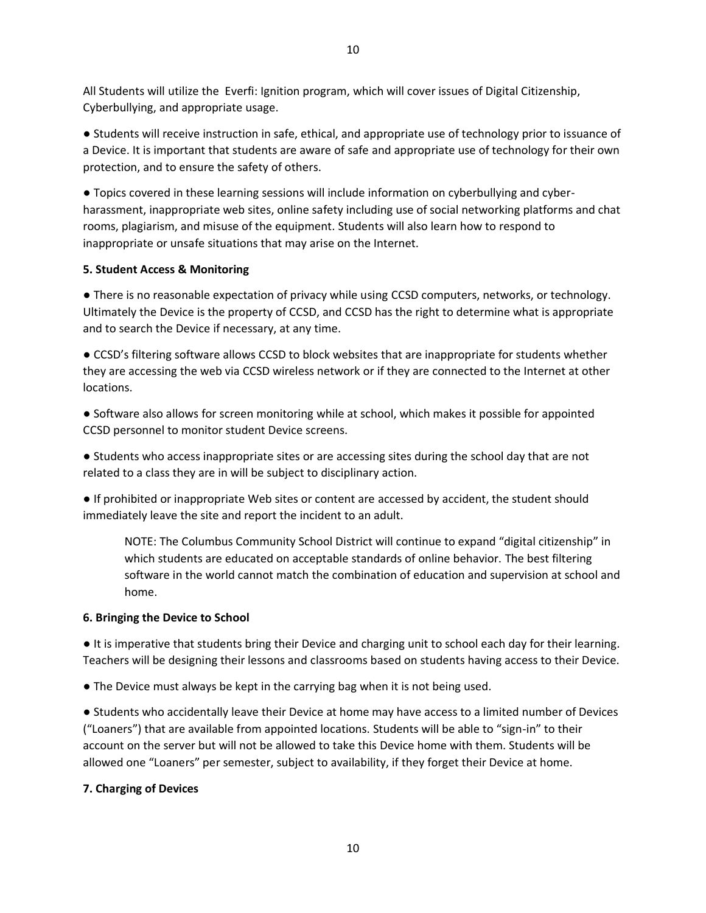All Students will utilize the Everfi: Ignition program, which will cover issues of Digital Citizenship, Cyberbullying, and appropriate usage.

● Students will receive instruction in safe, ethical, and appropriate use of technology prior to issuance of a Device. It is important that students are aware of safe and appropriate use of technology for their own protection, and to ensure the safety of others.

● Topics covered in these learning sessions will include information on cyberbullying and cyber-harassment, inappropriate web sites, online safety including use of social networking platforms and chat rooms, plagiarism, and misuse of the equipment. Students will also learn how to respond to inappropriate or unsafe situations that may arise on the Internet.

**5. Student Access & Monitoring**

● There is no reasonable expectation of privacy while using CCSD computers, networks, or technology. Ultimately the Device is the property of CCSD, and CCSD has the right to determine what is appropriate and to search the Device if necessary, at any time.

● CCSD's filtering software allows CCSD to block websites that are inappropriate for students whether they are accessing the web via CCSD wireless network or if they are connected to the Internet at other locations.

● Software also allows for screen monitoring while at school, which makes it possible for appointed CCSD personnel to monitor student Device screens.

● Students who access inappropriate sites or are accessing sites during the school day that are not related to a class they are in will be subject to disciplinary action.

● If prohibited or inappropriate Web sites or content are accessed by accident, the student should immediately leave the site and report the incident to an adult.

> NOTE: The Columbus Community School District will continue to expand "digital citizenship" in which students are educated on acceptable standards of online behavior. The best filtering software in the world cannot match the combination of education and supervision at school and home.

**6. Bringing the Device to School**

● It is imperative that students bring their Device and charging unit to school each day for their learning. Teachers will be designing their lessons and classrooms based on students having access to their Device.

● The Device must always be kept in the carrying bag when it is not being used.

● Students who accidentally leave their Device at home may have access to a limited number of Devices ("Loaners") that are available from appointed locations. Students will be able to "sign-in" to their account on the server but will not be allowed to take this Device home with them. Students will be allowed one "Loaners" per semester, subject to availability, if they forget their Device at home.

**7. Charging of Devices**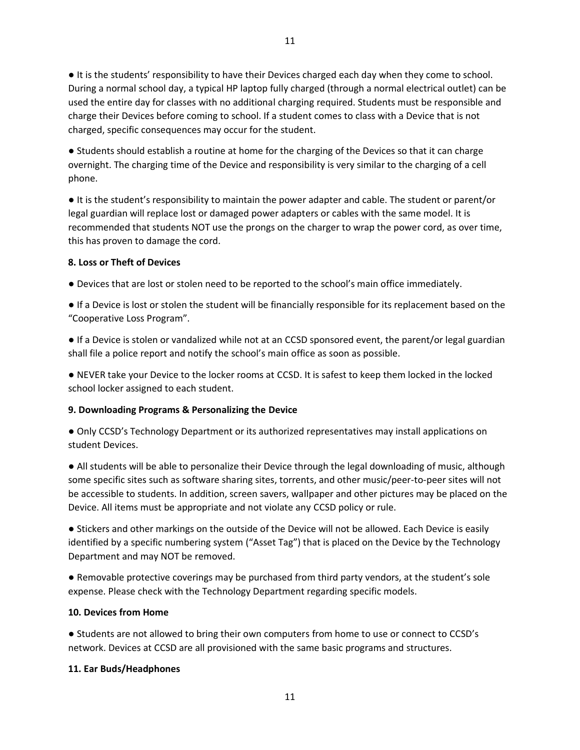- It is the students' responsibility to have their Devices charged each day when they come to school. During a normal school day, a typical HP laptop fully charged (through a normal electrical outlet) can be used the entire day for classes with no additional charging required. Students must be responsible and charge their Devices before coming to school. If a student comes to class with a Device that is not charged, specific consequences may occur for the student.

- Students should establish a routine at home for the charging of the Devices so that it can charge overnight. The charging time of the Device and responsibility is very similar to the charging of a cell phone.

- It is the student's responsibility to maintain the power adapter and cable. The student or parent/or legal guardian will replace lost or damaged power adapters or cables with the same model. It is recommended that students NOT use the prongs on the charger to wrap the power cord, as over time, this has proven to damage the cord.

**8. Loss or Theft of Devices**

- Devices that are lost or stolen need to be reported to the school's main office immediately.

- If a Device is lost or stolen the student will be financially responsible for its replacement based on the "Cooperative Loss Program".

- If a Device is stolen or vandalized while not at an CCSD sponsored event, the parent/or legal guardian shall file a police report and notify the school's main office as soon as possible.

- NEVER take your Device to the locker rooms at CCSD. It is safest to keep them locked in the locked school locker assigned to each student.

**9. Downloading Programs & Personalizing the Device**

- Only CCSD's Technology Department or its authorized representatives may install applications on student Devices.

- All students will be able to personalize their Device through the legal downloading of music, although some specific sites such as software sharing sites, torrents, and other music/peer-to-peer sites will not be accessible to students. In addition, screen savers, wallpaper and other pictures may be placed on the Device. All items must be appropriate and not violate any CCSD policy or rule.

- Stickers and other markings on the outside of the Device will not be allowed. Each Device is easily identified by a specific numbering system ("Asset Tag") that is placed on the Device by the Technology Department and may NOT be removed.

- Removable protective coverings may be purchased from third party vendors, at the student's sole expense. Please check with the Technology Department regarding specific models.

**10. Devices from Home**

- Students are not allowed to bring their own computers from home to use or connect to CCSD's network. Devices at CCSD are all provisioned with the same basic programs and structures.

**11. Ear Buds/Headphones**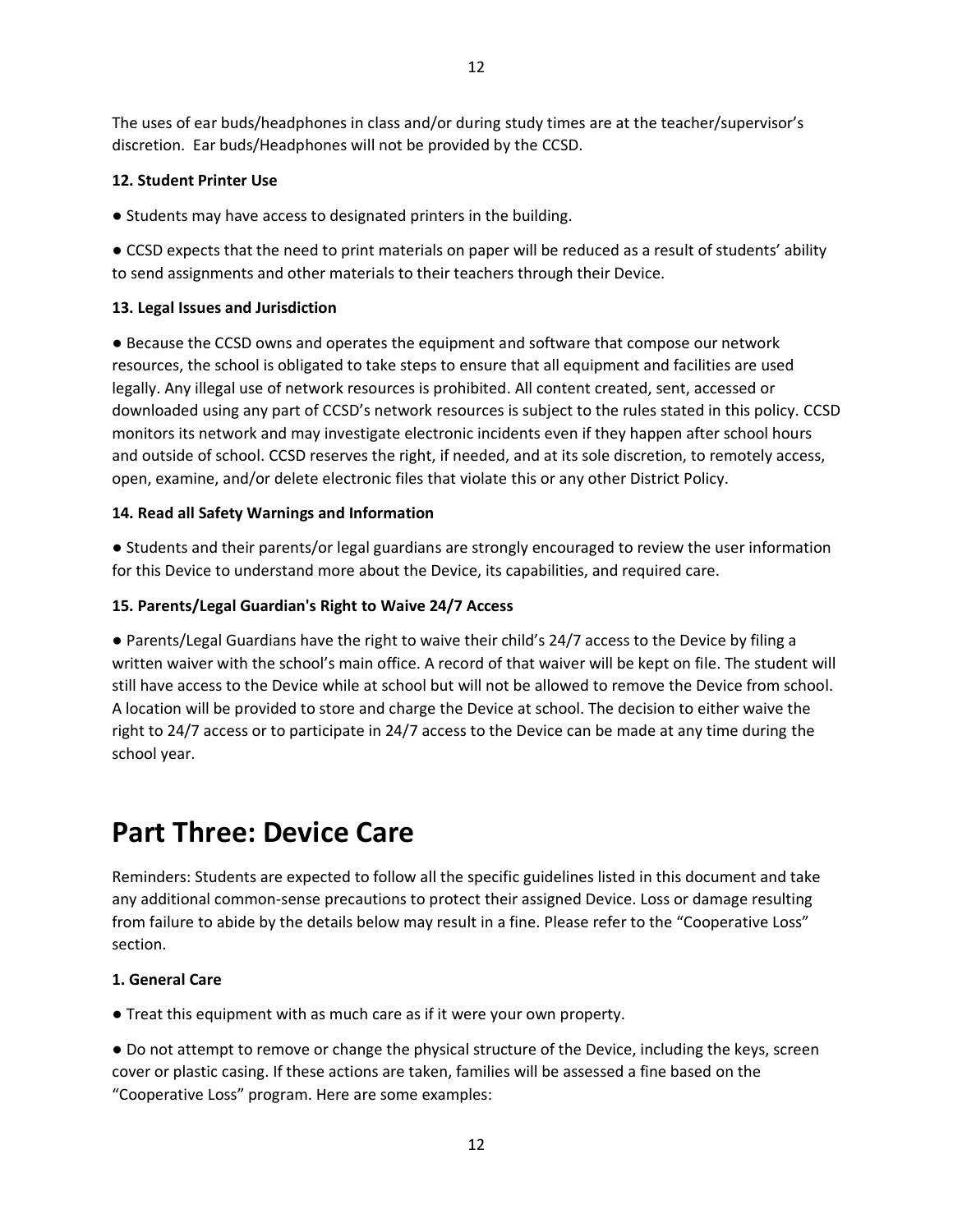The uses of ear buds/headphones in class and/or during study times are at the teacher/supervisor's discretion. Ear buds/Headphones will not be provided by the CCSD.

**12. Student Printer Use**

● Students may have access to designated printers in the building.

● CCSD expects that the need to print materials on paper will be reduced as a result of students' ability to send assignments and other materials to their teachers through their Device.

**13. Legal Issues and Jurisdiction**

● Because the CCSD owns and operates the equipment and software that compose our network resources, the school is obligated to take steps to ensure that all equipment and facilities are used legally. Any illegal use of network resources is prohibited. All content created, sent, accessed or downloaded using any part of CCSD's network resources is subject to the rules stated in this policy. CCSD monitors its network and may investigate electronic incidents even if they happen after school hours and outside of school. CCSD reserves the right, if needed, and at its sole discretion, to remotely access, open, examine, and/or delete electronic files that violate this or any other District Policy.

**14. Read all Safety Warnings and Information**

● Students and their parents/or legal guardians are strongly encouraged to review the user information for this Device to understand more about the Device, its capabilities, and required care.

**15. Parents/Legal Guardian's Right to Waive 24/7 Access**

● Parents/Legal Guardians have the right to waive their child's 24/7 access to the Device by filing a written waiver with the school's main office. A record of that waiver will be kept on file. The student will still have access to the Device while at school but will not be allowed to remove the Device from school. A location will be provided to store and charge the Device at school. The decision to either waive the right to 24/7 access or to participate in 24/7 access to the Device can be made at any time during the school year.

# Part Three: Device Care

Reminders: Students are expected to follow all the specific guidelines listed in this document and take any additional common-sense precautions to protect their assigned Device. Loss or damage resulting from failure to abide by the details below may result in a fine. Please refer to the "Cooperative Loss" section.

**1. General Care**

● Treat this equipment with as much care as if it were your own property.

● Do not attempt to remove or change the physical structure of the Device, including the keys, screen cover or plastic casing. If these actions are taken, families will be assessed a fine based on the "Cooperative Loss" program. Here are some examples: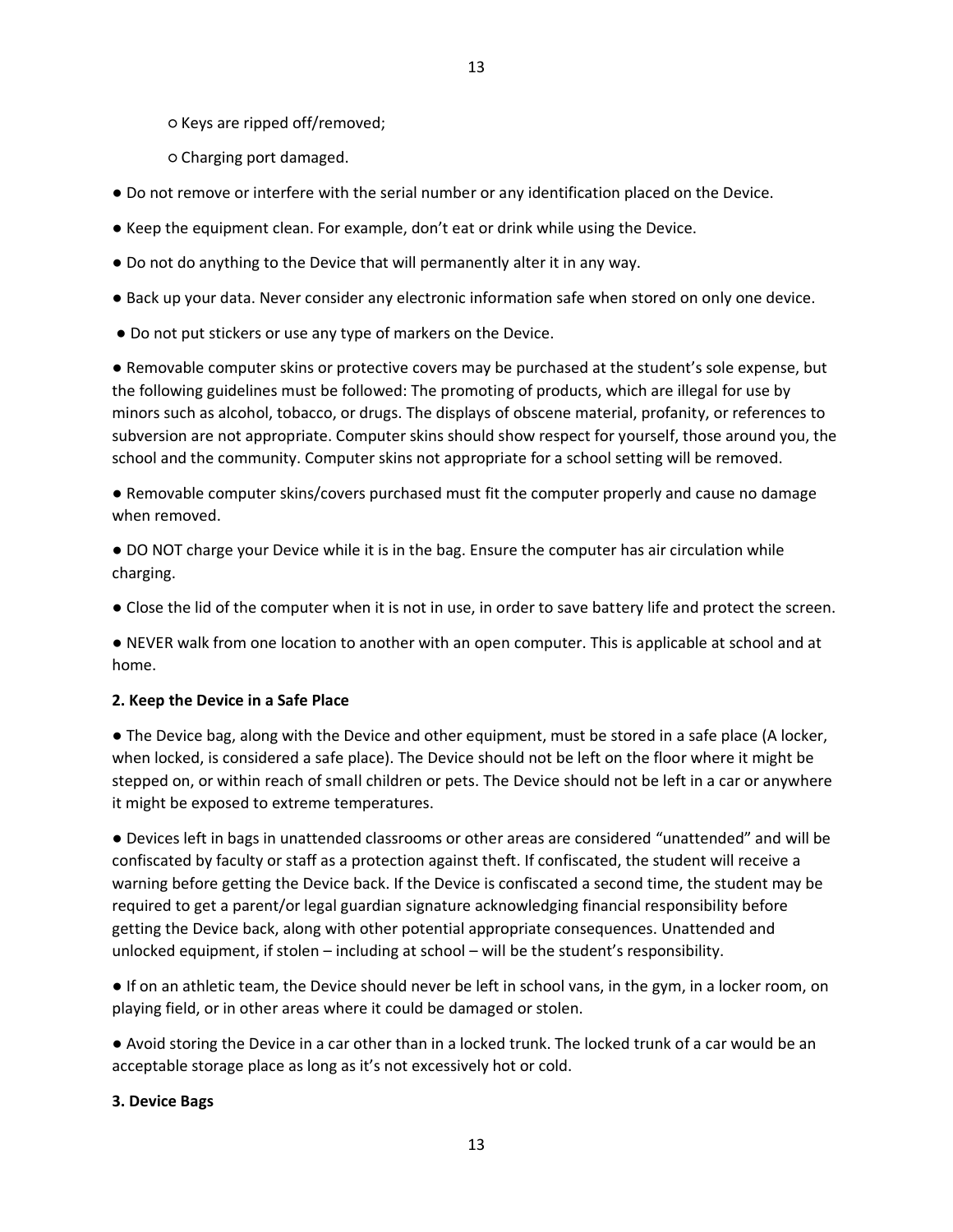- ○ Keys are ripped off/removed;
  - ○ Charging port damaged.

- Do not remove or interfere with the serial number or any identification placed on the Device.
- Keep the equipment clean. For example, don't eat or drink while using the Device.
- Do not do anything to the Device that will permanently alter it in any way.
- Back up your data. Never consider any electronic information safe when stored on only one device.
- Do not put stickers or use any type of markers on the Device.
- Removable computer skins or protective covers may be purchased at the student's sole expense, but the following guidelines must be followed: The promoting of products, which are illegal for use by minors such as alcohol, tobacco, or drugs. The displays of obscene material, profanity, or references to subversion are not appropriate. Computer skins should show respect for yourself, those around you, the school and the community. Computer skins not appropriate for a school setting will be removed.
- Removable computer skins/covers purchased must fit the computer properly and cause no damage when removed.
- DO NOT charge your Device while it is in the bag. Ensure the computer has air circulation while charging.
- Close the lid of the computer when it is not in use, in order to save battery life and protect the screen.
- NEVER walk from one location to another with an open computer. This is applicable at school and at home.

**2. Keep the Device in a Safe Place**

- The Device bag, along with the Device and other equipment, must be stored in a safe place (A locker, when locked, is considered a safe place). The Device should not be left on the floor where it might be stepped on, or within reach of small children or pets. The Device should not be left in a car or anywhere it might be exposed to extreme temperatures.
- Devices left in bags in unattended classrooms or other areas are considered "unattended" and will be confiscated by faculty or staff as a protection against theft. If confiscated, the student will receive a warning before getting the Device back. If the Device is confiscated a second time, the student may be required to get a parent/or legal guardian signature acknowledging financial responsibility before getting the Device back, along with other potential appropriate consequences. Unattended and unlocked equipment, if stolen – including at school – will be the student's responsibility.
- If on an athletic team, the Device should never be left in school vans, in the gym, in a locker room, on playing field, or in other areas where it could be damaged or stolen.
- Avoid storing the Device in a car other than in a locked trunk. The locked trunk of a car would be an acceptable storage place as long as it's not excessively hot or cold.

**3. Device Bags**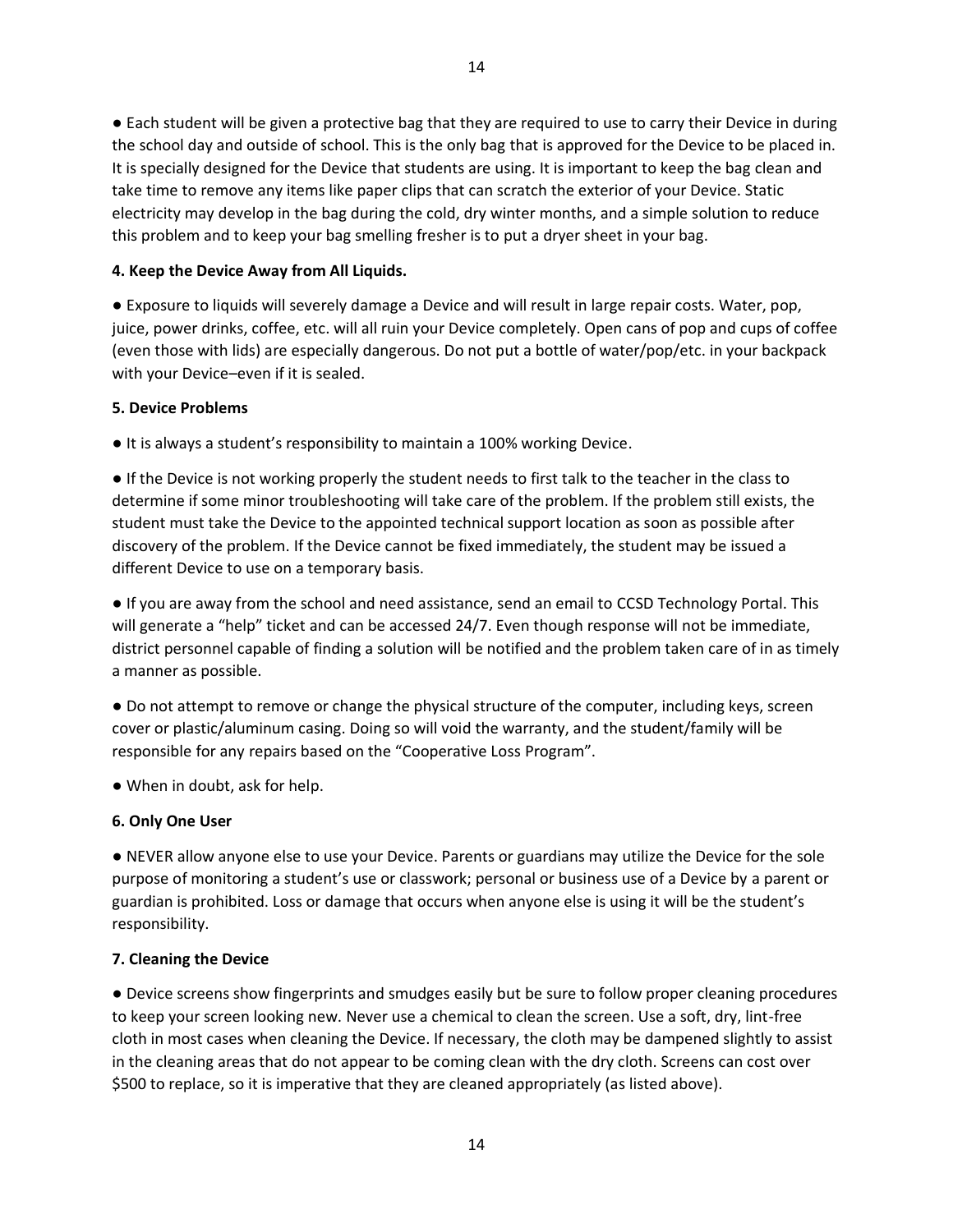● Each student will be given a protective bag that they are required to use to carry their Device in during the school day and outside of school. This is the only bag that is approved for the Device to be placed in. It is specially designed for the Device that students are using. It is important to keep the bag clean and take time to remove any items like paper clips that can scratch the exterior of your Device. Static electricity may develop in the bag during the cold, dry winter months, and a simple solution to reduce this problem and to keep your bag smelling fresher is to put a dryer sheet in your bag.

**4. Keep the Device Away from All Liquids.**

● Exposure to liquids will severely damage a Device and will result in large repair costs. Water, pop, juice, power drinks, coffee, etc. will all ruin your Device completely. Open cans of pop and cups of coffee (even those with lids) are especially dangerous. Do not put a bottle of water/pop/etc. in your backpack with your Device–even if it is sealed.

**5. Device Problems**

● It is always a student's responsibility to maintain a 100% working Device.

● If the Device is not working properly the student needs to first talk to the teacher in the class to determine if some minor troubleshooting will take care of the problem. If the problem still exists, the student must take the Device to the appointed technical support location as soon as possible after discovery of the problem. If the Device cannot be fixed immediately, the student may be issued a different Device to use on a temporary basis.

● If you are away from the school and need assistance, send an email to CCSD Technology Portal. This will generate a "help" ticket and can be accessed 24/7. Even though response will not be immediate, district personnel capable of finding a solution will be notified and the problem taken care of in as timely a manner as possible.

● Do not attempt to remove or change the physical structure of the computer, including keys, screen cover or plastic/aluminum casing. Doing so will void the warranty, and the student/family will be responsible for any repairs based on the "Cooperative Loss Program".

● When in doubt, ask for help.

**6. Only One User**

● NEVER allow anyone else to use your Device. Parents or guardians may utilize the Device for the sole purpose of monitoring a student's use or classwork; personal or business use of a Device by a parent or guardian is prohibited. Loss or damage that occurs when anyone else is using it will be the student's responsibility.

**7. Cleaning the Device**

● Device screens show fingerprints and smudges easily but be sure to follow proper cleaning procedures to keep your screen looking new. Never use a chemical to clean the screen. Use a soft, dry, lint-free cloth in most cases when cleaning the Device. If necessary, the cloth may be dampened slightly to assist in the cleaning areas that do not appear to be coming clean with the dry cloth. Screens can cost over $500 to replace, so it is imperative that they are cleaned appropriately (as listed above).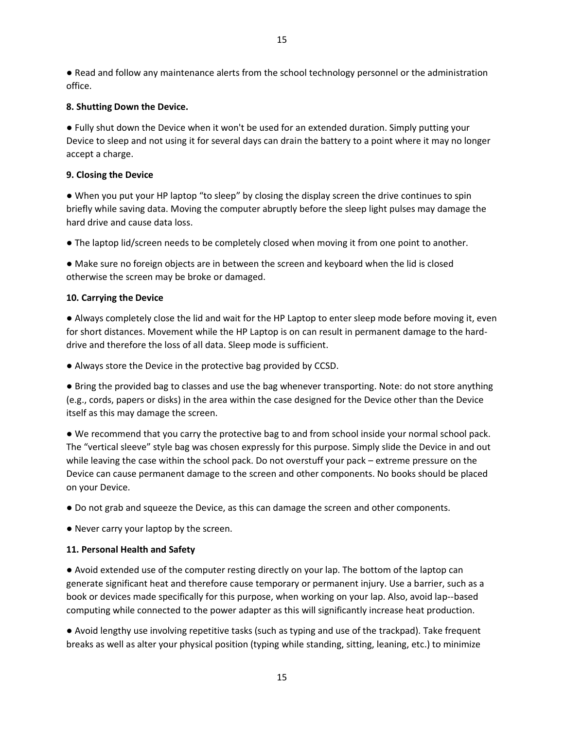● Read and follow any maintenance alerts from the school technology personnel or the administration office.

**8. Shutting Down the Device.**

● Fully shut down the Device when it won't be used for an extended duration. Simply putting your Device to sleep and not using it for several days can drain the battery to a point where it may no longer accept a charge.

**9. Closing the Device**

● When you put your HP laptop "to sleep" by closing the display screen the drive continues to spin briefly while saving data. Moving the computer abruptly before the sleep light pulses may damage the hard drive and cause data loss.

● The laptop lid/screen needs to be completely closed when moving it from one point to another.

● Make sure no foreign objects are in between the screen and keyboard when the lid is closed otherwise the screen may be broke or damaged.

**10. Carrying the Device**

● Always completely close the lid and wait for the HP Laptop to enter sleep mode before moving it, even for short distances. Movement while the HP Laptop is on can result in permanent damage to the hard-drive and therefore the loss of all data. Sleep mode is sufficient.

● Always store the Device in the protective bag provided by CCSD.

● Bring the provided bag to classes and use the bag whenever transporting. Note: do not store anything (e.g., cords, papers or disks) in the area within the case designed for the Device other than the Device itself as this may damage the screen.

● We recommend that you carry the protective bag to and from school inside your normal school pack. The "vertical sleeve" style bag was chosen expressly for this purpose. Simply slide the Device in and out while leaving the case within the school pack. Do not overstuff your pack – extreme pressure on the Device can cause permanent damage to the screen and other components. No books should be placed on your Device.

● Do not grab and squeeze the Device, as this can damage the screen and other components.

● Never carry your laptop by the screen.

**11. Personal Health and Safety**

● Avoid extended use of the computer resting directly on your lap. The bottom of the laptop can generate significant heat and therefore cause temporary or permanent injury. Use a barrier, such as a book or devices made specifically for this purpose, when working on your lap. Also, avoid lap--based computing while connected to the power adapter as this will significantly increase heat production.

● Avoid lengthy use involving repetitive tasks (such as typing and use of the trackpad). Take frequent breaks as well as alter your physical position (typing while standing, sitting, leaning, etc.) to minimize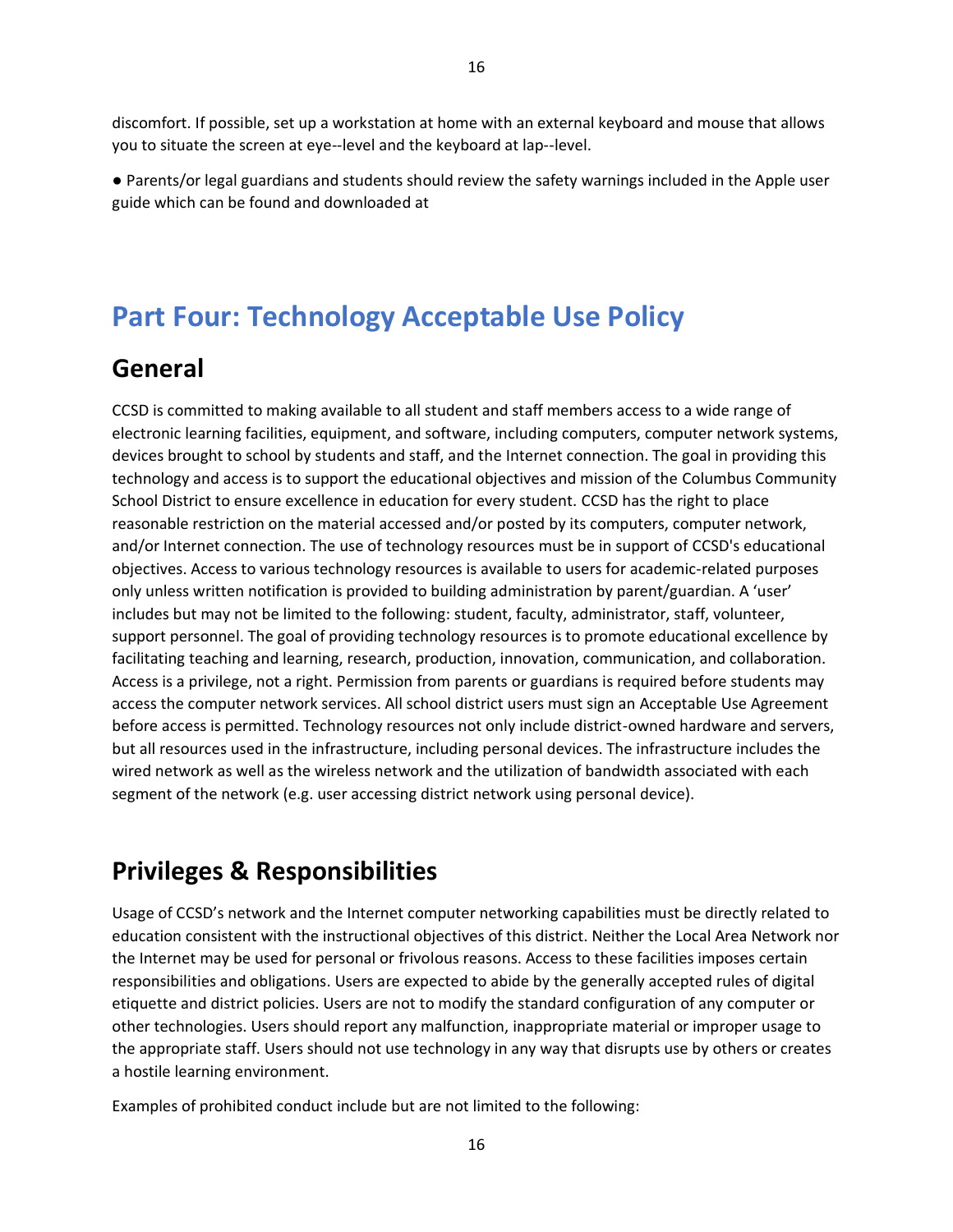discomfort. If possible, set up a workstation at home with an external keyboard and mouse that allows you to situate the screen at eye--level and the keyboard at lap--level.

● Parents/or legal guardians and students should review the safety warnings included in the Apple user guide which can be found and downloaded at

# Part Four: Technology Acceptable Use Policy

## General

CCSD is committed to making available to all student and staff members access to a wide range of electronic learning facilities, equipment, and software, including computers, computer network systems, devices brought to school by students and staff, and the Internet connection. The goal in providing this technology and access is to support the educational objectives and mission of the Columbus Community School District to ensure excellence in education for every student. CCSD has the right to place reasonable restriction on the material accessed and/or posted by its computers, computer network, and/or Internet connection. The use of technology resources must be in support of CCSD's educational objectives. Access to various technology resources is available to users for academic-related purposes only unless written notification is provided to building administration by parent/guardian. A 'user' includes but may not be limited to the following: student, faculty, administrator, staff, volunteer, support personnel. The goal of providing technology resources is to promote educational excellence by facilitating teaching and learning, research, production, innovation, communication, and collaboration. Access is a privilege, not a right. Permission from parents or guardians is required before students may access the computer network services. All school district users must sign an Acceptable Use Agreement before access is permitted. Technology resources not only include district-owned hardware and servers, but all resources used in the infrastructure, including personal devices. The infrastructure includes the wired network as well as the wireless network and the utilization of bandwidth associated with each segment of the network (e.g. user accessing district network using personal device).

## Privileges & Responsibilities

Usage of CCSD's network and the Internet computer networking capabilities must be directly related to education consistent with the instructional objectives of this district. Neither the Local Area Network nor the Internet may be used for personal or frivolous reasons. Access to these facilities imposes certain responsibilities and obligations. Users are expected to abide by the generally accepted rules of digital etiquette and district policies. Users are not to modify the standard configuration of any computer or other technologies. Users should report any malfunction, inappropriate material or improper usage to the appropriate staff. Users should not use technology in any way that disrupts use by others or creates a hostile learning environment.

Examples of prohibited conduct include but are not limited to the following: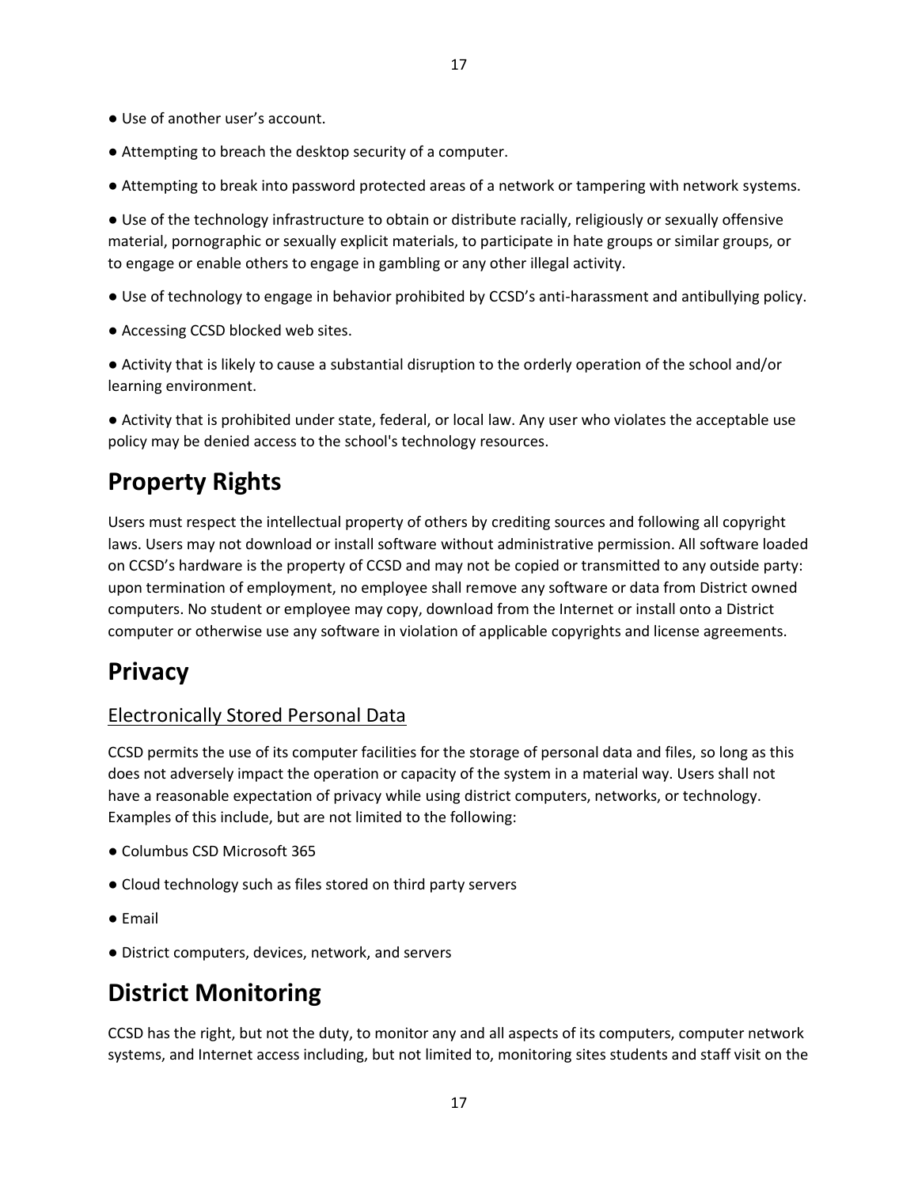● Use of another user's account.

● Attempting to breach the desktop security of a computer.

● Attempting to break into password protected areas of a network or tampering with network systems.

● Use of the technology infrastructure to obtain or distribute racially, religiously or sexually offensive material, pornographic or sexually explicit materials, to participate in hate groups or similar groups, or to engage or enable others to engage in gambling or any other illegal activity.

● Use of technology to engage in behavior prohibited by CCSD's anti-harassment and antibullying policy.

● Accessing CCSD blocked web sites.

● Activity that is likely to cause a substantial disruption to the orderly operation of the school and/or learning environment.

● Activity that is prohibited under state, federal, or local law. Any user who violates the acceptable use policy may be denied access to the school's technology resources.

# Property Rights

Users must respect the intellectual property of others by crediting sources and following all copyright laws. Users may not download or install software without administrative permission. All software loaded on CCSD's hardware is the property of CCSD and may not be copied or transmitted to any outside party: upon termination of employment, no employee shall remove any software or data from District owned computers. No student or employee may copy, download from the Internet or install onto a District computer or otherwise use any software in violation of applicable copyrights and license agreements.

# Privacy

## Electronically Stored Personal Data

CCSD permits the use of its computer facilities for the storage of personal data and files, so long as this does not adversely impact the operation or capacity of the system in a material way. Users shall not have a reasonable expectation of privacy while using district computers, networks, or technology. Examples of this include, but are not limited to the following:

● Columbus CSD Microsoft 365

● Cloud technology such as files stored on third party servers

● Email

● District computers, devices, network, and servers

# District Monitoring

CCSD has the right, but not the duty, to monitor any and all aspects of its computers, computer network systems, and Internet access including, but not limited to, monitoring sites students and staff visit on the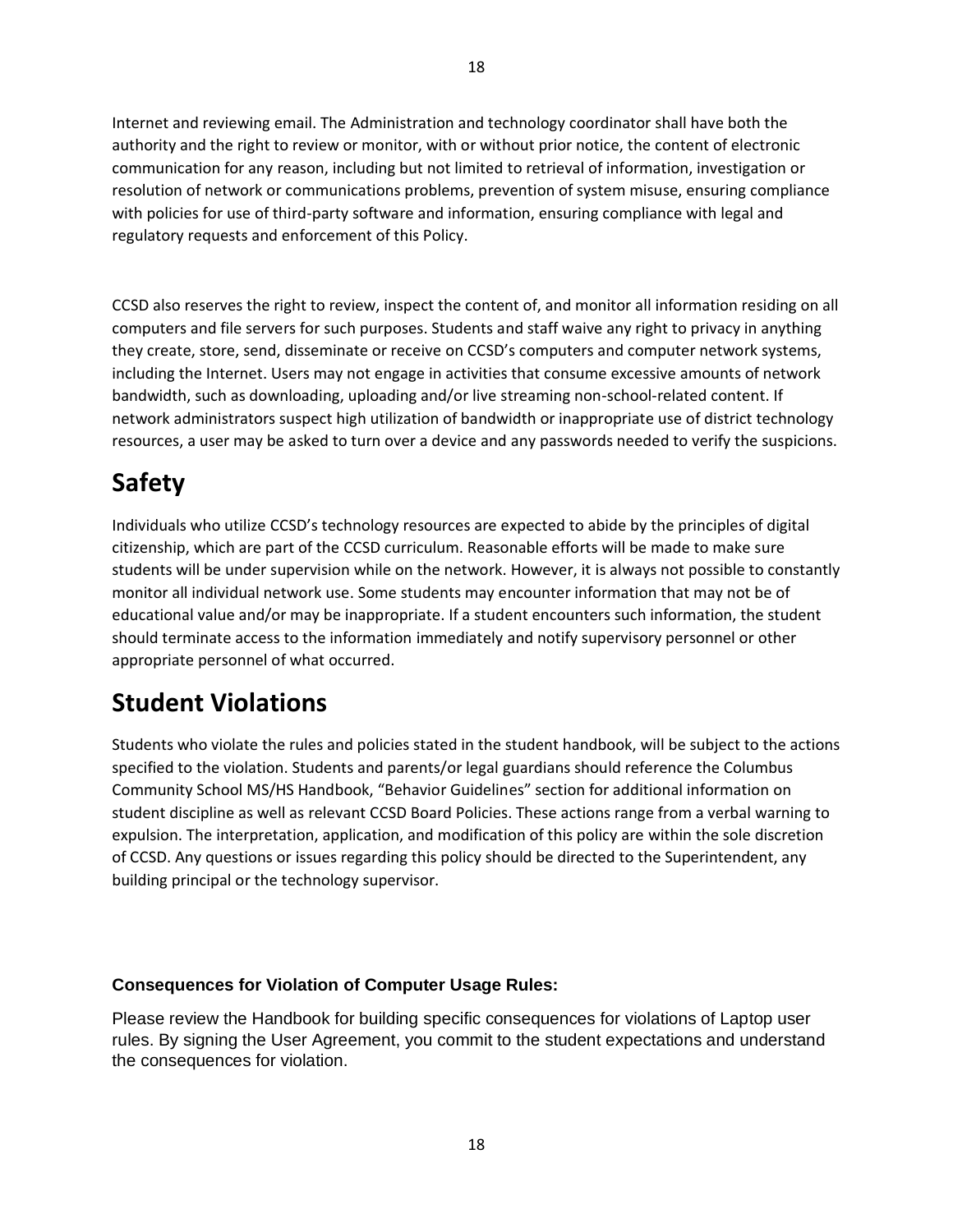Internet and reviewing email. The Administration and technology coordinator shall have both the authority and the right to review or monitor, with or without prior notice, the content of electronic communication for any reason, including but not limited to retrieval of information, investigation or resolution of network or communications problems, prevention of system misuse, ensuring compliance with policies for use of third-party software and information, ensuring compliance with legal and regulatory requests and enforcement of this Policy.

CCSD also reserves the right to review, inspect the content of, and monitor all information residing on all computers and file servers for such purposes. Students and staff waive any right to privacy in anything they create, store, send, disseminate or receive on CCSD's computers and computer network systems, including the Internet. Users may not engage in activities that consume excessive amounts of network bandwidth, such as downloading, uploading and/or live streaming non-school-related content. If network administrators suspect high utilization of bandwidth or inappropriate use of district technology resources, a user may be asked to turn over a device and any passwords needed to verify the suspicions.

# Safety

Individuals who utilize CCSD's technology resources are expected to abide by the principles of digital citizenship, which are part of the CCSD curriculum. Reasonable efforts will be made to make sure students will be under supervision while on the network. However, it is always not possible to constantly monitor all individual network use. Some students may encounter information that may not be of educational value and/or may be inappropriate. If a student encounters such information, the student should terminate access to the information immediately and notify supervisory personnel or other appropriate personnel of what occurred.

# Student Violations

Students who violate the rules and policies stated in the student handbook, will be subject to the actions specified to the violation. Students and parents/or legal guardians should reference the Columbus Community School MS/HS Handbook, "Behavior Guidelines" section for additional information on student discipline as well as relevant CCSD Board Policies. These actions range from a verbal warning to expulsion. The interpretation, application, and modification of this policy are within the sole discretion of CCSD. Any questions or issues regarding this policy should be directed to the Superintendent, any building principal or the technology supervisor.

**Consequences for Violation of Computer Usage Rules:**

Please review the Handbook for building specific consequences for violations of Laptop user rules. By signing the User Agreement, you commit to the student expectations and understand the consequences for violation.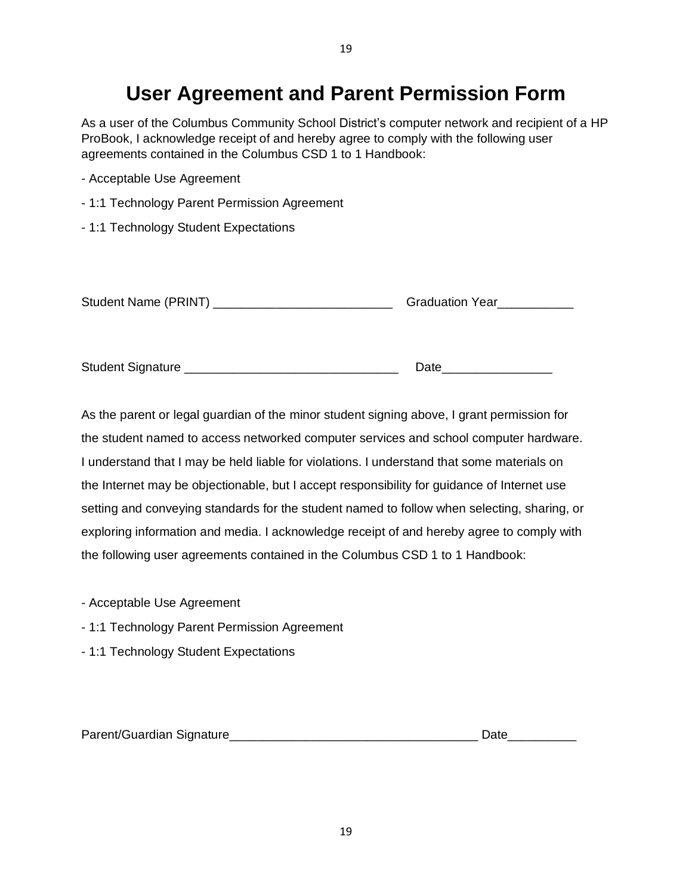# User Agreement and Parent Permission Form

As a user of the Columbus Community School District's computer network and recipient of a HP ProBook, I acknowledge receipt of and hereby agree to comply with the following user agreements contained in the Columbus CSD 1 to 1 Handbook:

- Acceptable Use Agreement
- 1:1 Technology Parent Permission Agreement
- 1:1 Technology Student Expectations

Student Name (PRINT) _________________________ Graduation Year___________

Student Signature ______________________________ Date________________

As the parent or legal guardian of the minor student signing above, I grant permission for the student named to access networked computer services and school computer hardware. I understand that I may be held liable for violations. I understand that some materials on the Internet may be objectionable, but I accept responsibility for guidance of Internet use setting and conveying standards for the student named to follow when selecting, sharing, or exploring information and media. I acknowledge receipt of and hereby agree to comply with the following user agreements contained in the Columbus CSD 1 to 1 Handbook:

- Acceptable Use Agreement
- 1:1 Technology Parent Permission Agreement
- 1:1 Technology Student Expectations

Parent/Guardian Signature___________________________________ Date__________